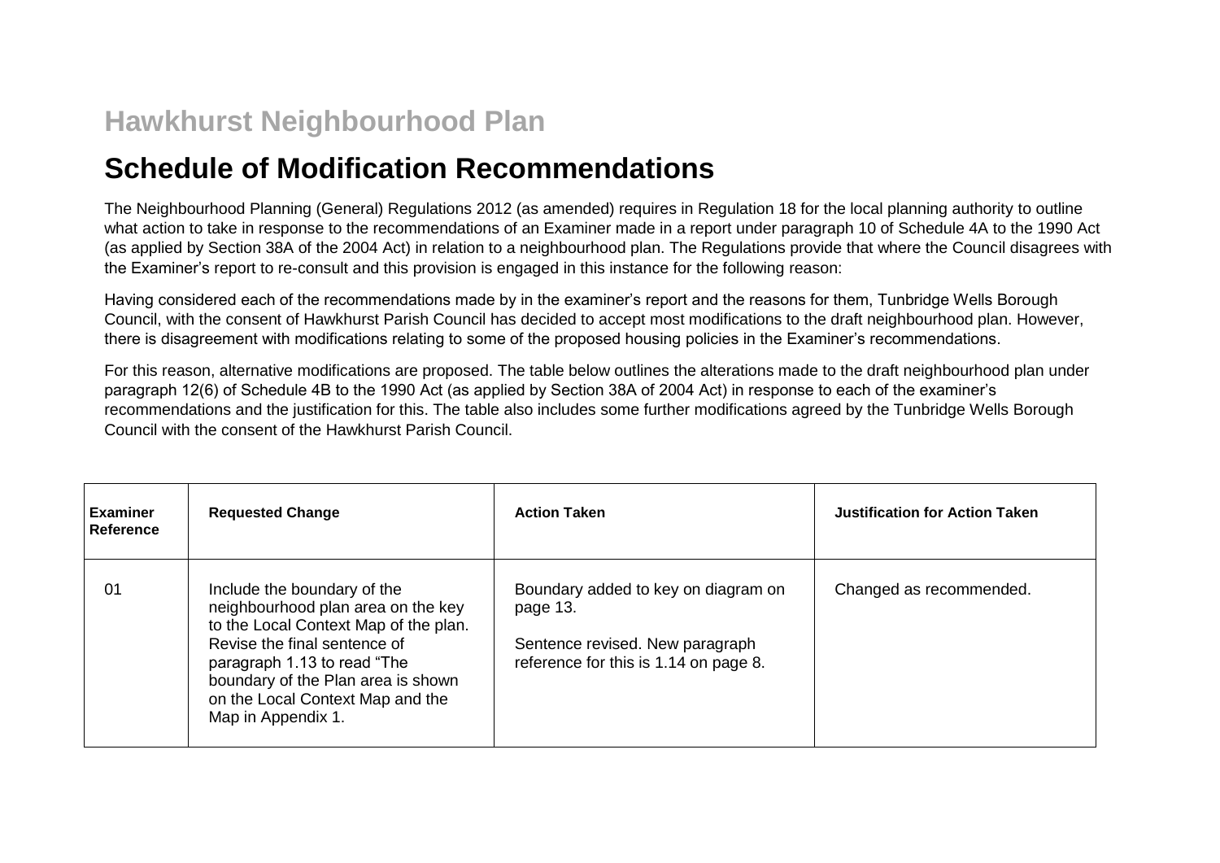# Hawkhurst Neighbourhood Plan

## Schedule of Modification Recommendations

The Neighbourhood Planning (General) Regulations 2012 (as amended) requires in Regulation 18 for the local planning authority to outline what action to take in response to the recommendations of an Examiner made in a report under paragraph 10 of Schedule 4A to the 1990 Act (as applied by Section 38A of the 2004 Act) in relation to a neighbourhood plan. The Regulations provide that where the Council disagrees with the Examiner's report to re-consult and this provision is engaged in this instance for the following reason:

Having considered each of the recommendations made by in the examiner's report and the reasons for them, Tunbridge Wells Borough Council, with the consent of Hawkhurst Parish Council has decided to accept most modifications to the draft neighbourhood plan. However, there is disagreement with modifications relating to some of the proposed housing policies in the Examiner's recommendations.

For this reason, alternative modifications are proposed. The table below outlines the alterations made to the draft neighbourhood plan under paragraph 12(6) of Schedule 4B to the 1990 Act (as applied by Section 38A of 2004 Act) in response to each of the examiner's recommendations and the justification for this. The table also includes some further modifications agreed by the Tunbridge Wells Borough Council with the consent of the Hawkhurst Parish Council.

| Examiner Reference | Requested Change | Action Taken | Justification for Action Taken |
|---|---|---|---|
| 01 | Include the boundary of the neighbourhood plan area on the key to the Local Context Map of the plan. Revise the final sentence of paragraph 1.13 to read "The boundary of the Plan area is shown on the Local Context Map and the Map in Appendix 1. | Boundary added to key on diagram on page 13.<br><br>Sentence revised. New paragraph reference for this is 1.14 on page 8. | Changed as recommended. |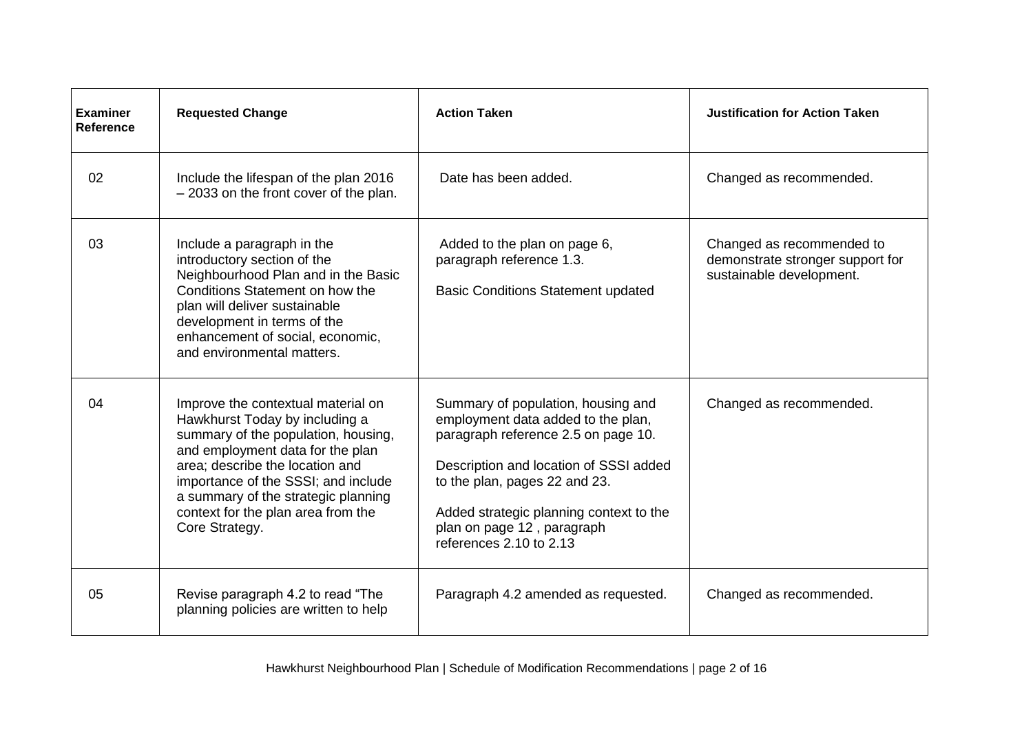| Examiner Reference | Requested Change | Action Taken | Justification for Action Taken |
|---|---|---|---|
| 02 | Include the lifespan of the plan 2016 – 2033 on the front cover of the plan. | Date has been added. | Changed as recommended. |
| 03 | Include a paragraph in the introductory section of the Neighbourhood Plan and in the Basic Conditions Statement on how the plan will deliver sustainable development in terms of the enhancement of social, economic, and environmental matters. | Added to the plan on page 6, paragraph reference 1.3.<br><br>Basic Conditions Statement updated | Changed as recommended to demonstrate stronger support for sustainable development. |
| 04 | Improve the contextual material on Hawkhurst Today by including a summary of the population, housing, and employment data for the plan area; describe the location and importance of the SSSI; and include a summary of the strategic planning context for the plan area from the Core Strategy. | Summary of population, housing and employment data added to the plan, paragraph reference 2.5 on page 10.<br><br>Description and location of SSSI added to the plan, pages 22 and 23.<br><br>Added strategic planning context to the plan on page 12 , paragraph references 2.10 to 2.13 | Changed as recommended. |
| 05 | Revise paragraph 4.2 to read "The planning policies are written to help | Paragraph 4.2 amended as requested. | Changed as recommended. |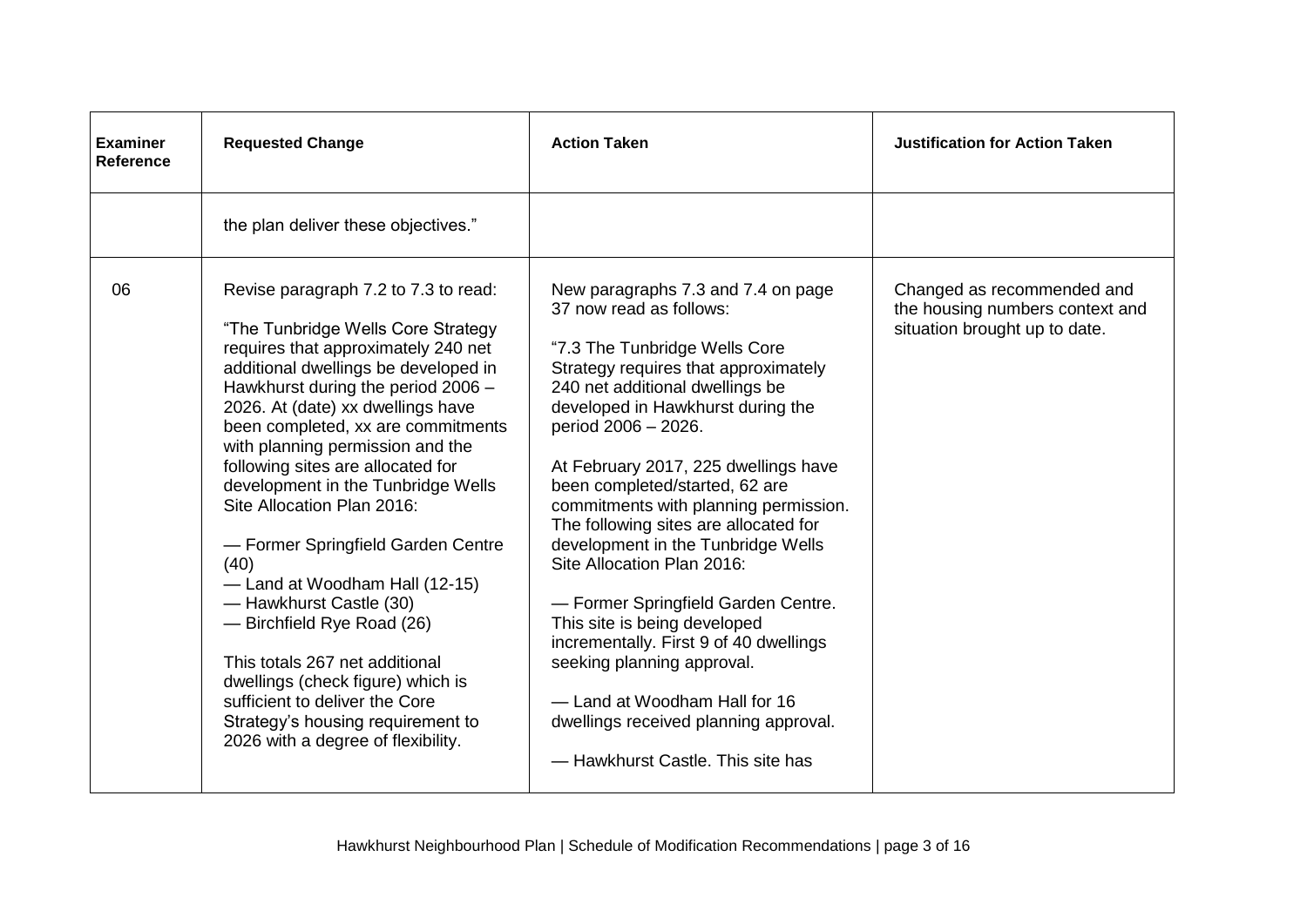| Examiner Reference | Requested Change | Action Taken | Justification for Action Taken |
|---|---|---|---|
| | the plan deliver these objectives." | | |
| 06 | Revise paragraph 7.2 to 7.3 to read:<br><br>"The Tunbridge Wells Core Strategy requires that approximately 240 net additional dwellings be developed in Hawkhurst during the period 2006 – 2026. At (date) xx dwellings have been completed, xx are commitments with planning permission and the following sites are allocated for development in the Tunbridge Wells Site Allocation Plan 2016:<br><br>— Former Springfield Garden Centre (40)<br>— Land at Woodham Hall (12-15)<br>— Hawkhurst Castle (30)<br>— Birchfield Rye Road (26)<br><br>This totals 267 net additional dwellings (check figure) which is sufficient to deliver the Core Strategy's housing requirement to 2026 with a degree of flexibility. | New paragraphs 7.3 and 7.4 on page 37 now read as follows:<br><br>"7.3 The Tunbridge Wells Core Strategy requires that approximately 240 net additional dwellings be developed in Hawkhurst during the period 2006 – 2026.<br><br>At February 2017, 225 dwellings have been completed/started, 62 are commitments with planning permission. The following sites are allocated for development in the Tunbridge Wells Site Allocation Plan 2016:<br><br>— Former Springfield Garden Centre. This site is being developed incrementally. First 9 of 40 dwellings seeking planning approval.<br><br>— Land at Woodham Hall for 16 dwellings received planning approval.<br><br>— Hawkhurst Castle. This site has | Changed as recommended and the housing numbers context and situation brought up to date. |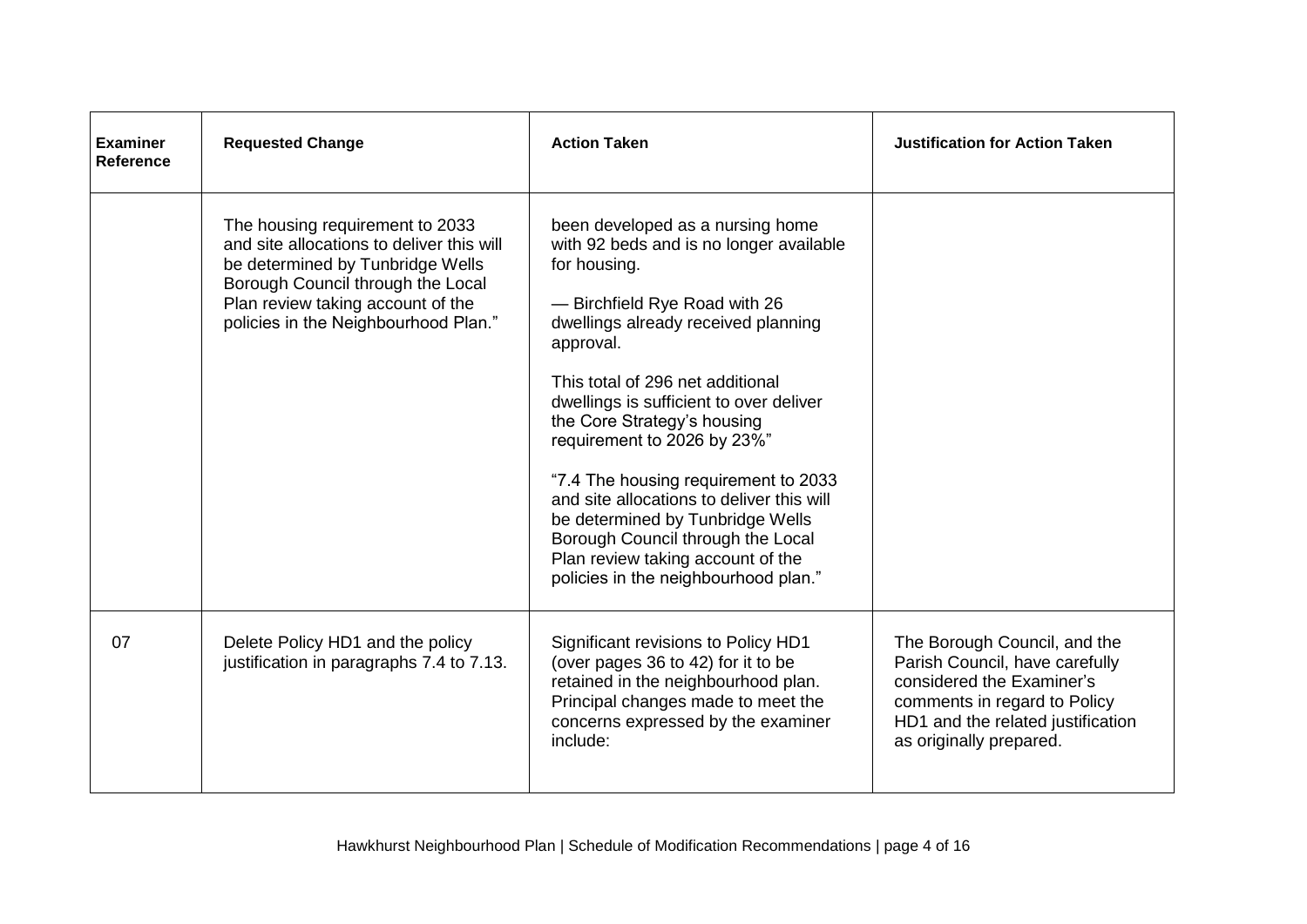| Examiner Reference | Requested Change | Action Taken | Justification for Action Taken |
|---|---|---|---|
| | The housing requirement to 2033 and site allocations to deliver this will be determined by Tunbridge Wells Borough Council through the Local Plan review taking account of the policies in the Neighbourhood Plan." | been developed as a nursing home with 92 beds and is no longer available for housing.<br><br>— Birchfield Rye Road with 26 dwellings already received planning approval.<br><br>This total of 296 net additional dwellings is sufficient to over deliver the Core Strategy's housing requirement to 2026 by 23%"<br><br>"7.4 The housing requirement to 2033 and site allocations to deliver this will be determined by Tunbridge Wells Borough Council through the Local Plan review taking account of the policies in the neighbourhood plan." | |
| 07 | Delete Policy HD1 and the policy justification in paragraphs 7.4 to 7.13. | Significant revisions to Policy HD1 (over pages 36 to 42) for it to be retained in the neighbourhood plan. Principal changes made to meet the concerns expressed by the examiner include: | The Borough Council, and the Parish Council, have carefully considered the Examiner's comments in regard to Policy HD1 and the related justification as originally prepared. |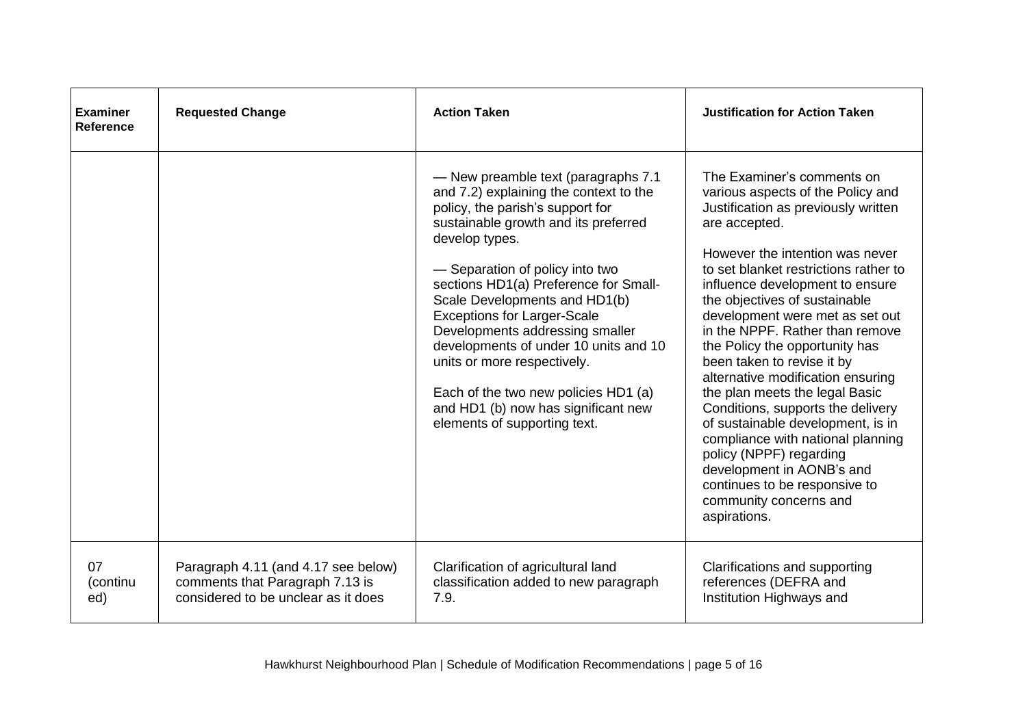| Examiner Reference | Requested Change | Action Taken | Justification for Action Taken |
|---|---|---|---|
| | | — New preamble text (paragraphs 7.1 and 7.2) explaining the context to the policy, the parish's support for sustainable growth and its preferred develop types.<br><br>— Separation of policy into two sections HD1(a) Preference for Small-Scale Developments and HD1(b) Exceptions for Larger-Scale Developments addressing smaller developments of under 10 units and 10 units or more respectively.<br><br>Each of the two new policies HD1 (a) and HD1 (b) now has significant new elements of supporting text. | The Examiner's comments on various aspects of the Policy and Justification as previously written are accepted.<br><br>However the intention was never to set blanket restrictions rather to influence development to ensure the objectives of sustainable development were met as set out in the NPPF. Rather than remove the Policy the opportunity has been taken to revise it by alternative modification ensuring the plan meets the legal Basic Conditions, supports the delivery of sustainable development, is in compliance with national planning policy (NPPF) regarding development in AONB's and continues to be responsive to community concerns and aspirations. |
| 07 (continued) | Paragraph 4.11 (and 4.17 see below) comments that Paragraph 7.13 is considered to be unclear as it does | Clarification of agricultural land classification added to new paragraph 7.9. | Clarifications and supporting references (DEFRA and Institution Highways and |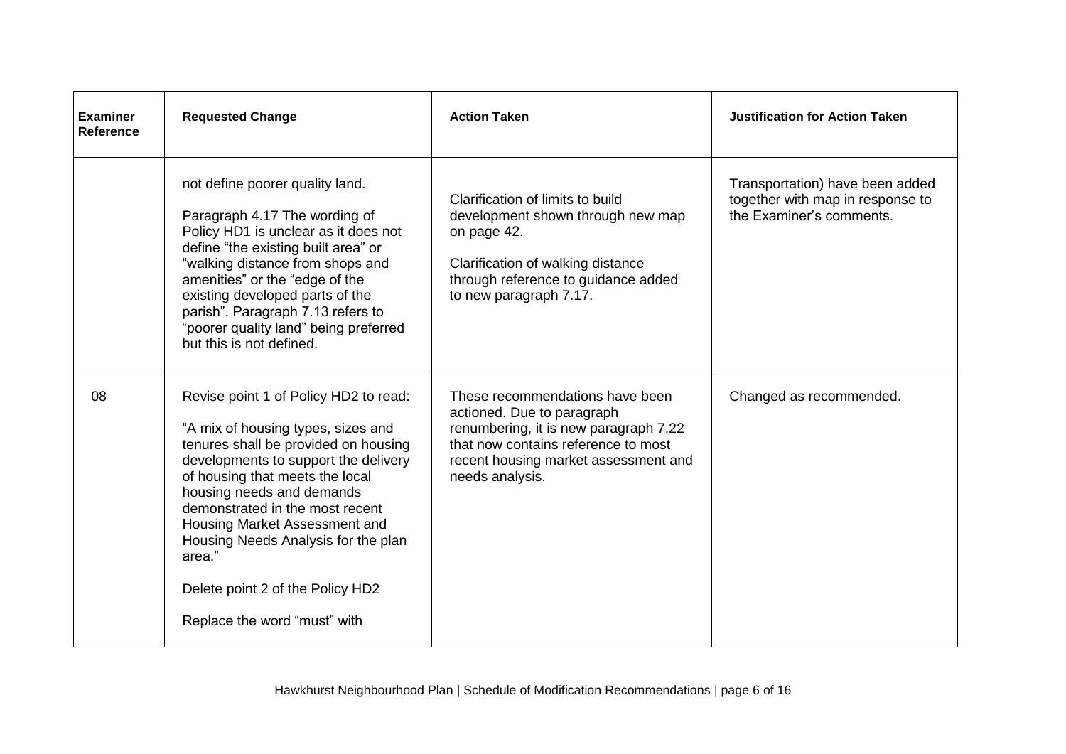| Examiner Reference | Requested Change | Action Taken | Justification for Action Taken |
| --- | --- | --- | --- |
| | not define poorer quality land.<br><br>Paragraph 4.17 The wording of Policy HD1 is unclear as it does not define "the existing built area" or "walking distance from shops and amenities" or the "edge of the existing developed parts of the parish". Paragraph 7.13 refers to "poorer quality land" being preferred but this is not defined. | Clarification of limits to build development shown through new map on page 42.<br><br>Clarification of walking distance through reference to guidance added to new paragraph 7.17. | Transportation) have been added together with map in response to the Examiner's comments. |
| 08 | Revise point 1 of Policy HD2 to read:<br><br>"A mix of housing types, sizes and tenures shall be provided on housing developments to support the delivery of housing that meets the local housing needs and demands demonstrated in the most recent Housing Market Assessment and Housing Needs Analysis for the plan area."<br><br>Delete point 2 of the Policy HD2<br><br>Replace the word "must" with | These recommendations have been actioned. Due to paragraph renumbering, it is new paragraph 7.22 that now contains reference to most recent housing market assessment and needs analysis. | Changed as recommended. |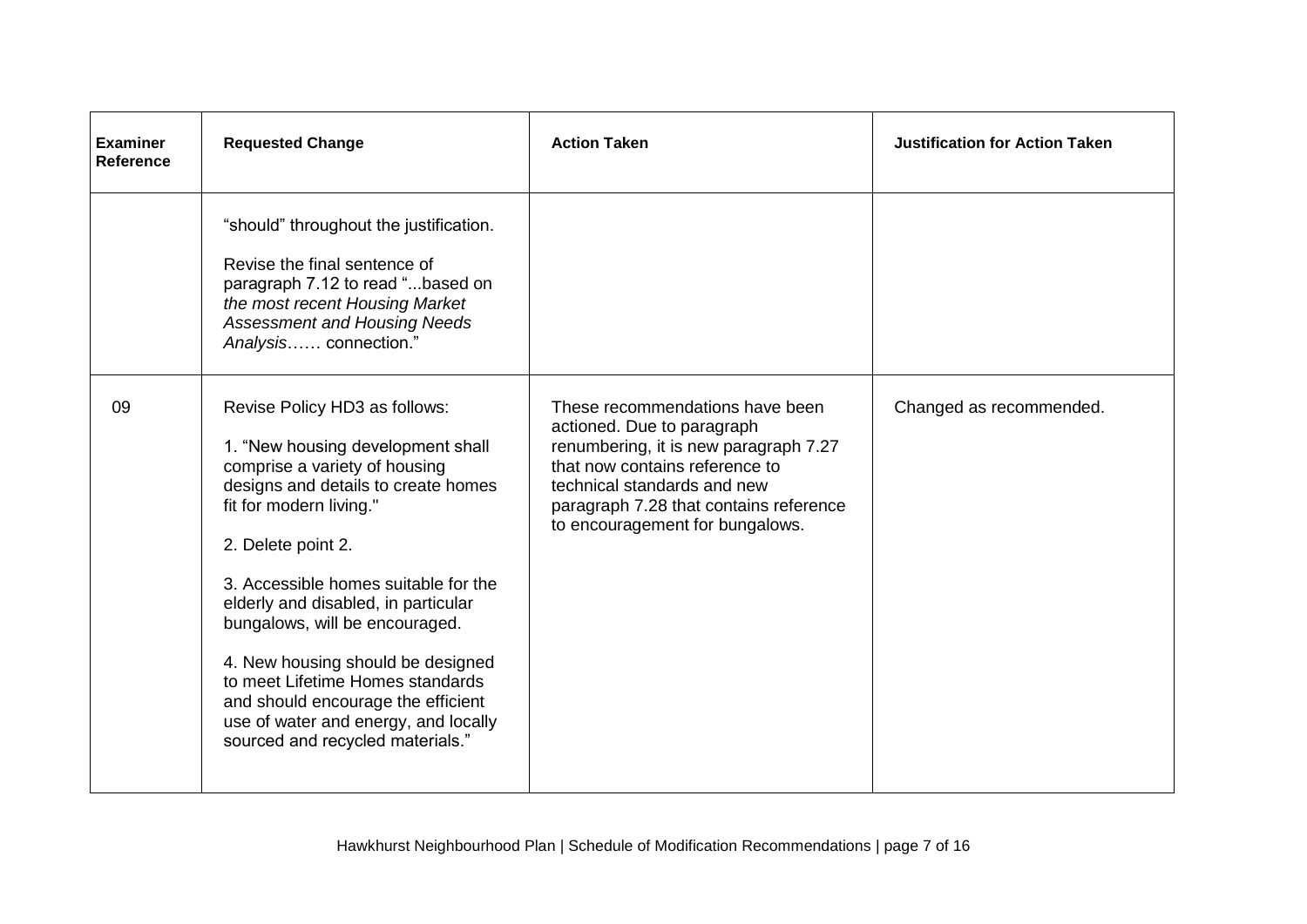| Examiner Reference | Requested Change | Action Taken | Justification for Action Taken |
|---|---|---|---|
| | "should" throughout the justification.<br><br>Revise the final sentence of paragraph 7.12 to read "...based on *the most recent Housing Market Assessment and Housing Needs Analysis*…… connection." | | |
| 09 | Revise Policy HD3 as follows:<br><br>1. "New housing development shall comprise a variety of housing designs and details to create homes fit for modern living."<br><br>2. Delete point 2.<br><br>3. Accessible homes suitable for the elderly and disabled, in particular bungalows, will be encouraged.<br><br>4. New housing should be designed to meet Lifetime Homes standards and should encourage the efficient use of water and energy, and locally sourced and recycled materials." | These recommendations have been actioned. Due to paragraph renumbering, it is new paragraph 7.27 that now contains reference to technical standards and new paragraph 7.28 that contains reference to encouragement for bungalows. | Changed as recommended. |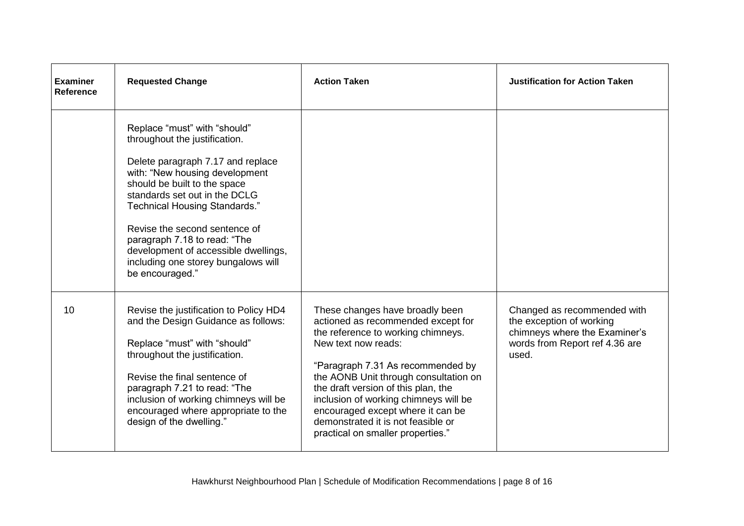| Examiner Reference | Requested Change | Action Taken | Justification for Action Taken |
|---|---|---|---|
| | Replace "must" with "should" throughout the justification.<br><br>Delete paragraph 7.17 and replace with: "New housing development should be built to the space standards set out in the DCLG Technical Housing Standards."<br><br>Revise the second sentence of paragraph 7.18 to read: "The development of accessible dwellings, including one storey bungalows will be encouraged." | | |
| 10 | Revise the justification to Policy HD4 and the Design Guidance as follows:<br><br>Replace "must" with "should" throughout the justification.<br><br>Revise the final sentence of paragraph 7.21 to read: "The inclusion of working chimneys will be encouraged where appropriate to the design of the dwelling." | These changes have broadly been actioned as recommended except for the reference to working chimneys. New text now reads:<br><br>"Paragraph 7.31 As recommended by the AONB Unit through consultation on the draft version of this plan, the inclusion of working chimneys will be encouraged except where it can be demonstrated it is not feasible or practical on smaller properties." | Changed as recommended with the exception of working chimneys where the Examiner's words from Report ref 4.36 are used. |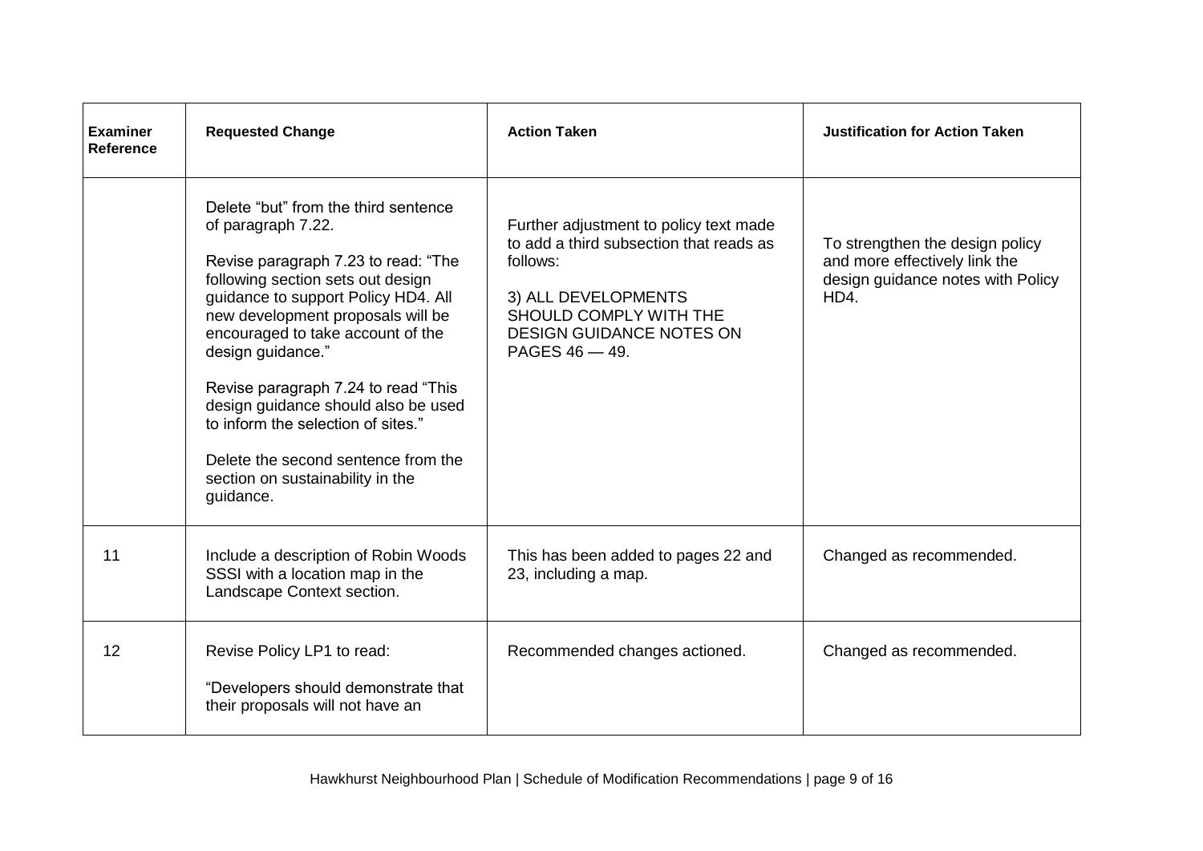| Examiner Reference | Requested Change | Action Taken | Justification for Action Taken |
|---|---|---|---|
| | Delete "but" from the third sentence of paragraph 7.22.<br><br>Revise paragraph 7.23 to read: "The following section sets out design guidance to support Policy HD4. All new development proposals will be encouraged to take account of the design guidance."<br><br>Revise paragraph 7.24 to read "This design guidance should also be used to inform the selection of sites."<br><br>Delete the second sentence from the section on sustainability in the guidance. | Further adjustment to policy text made to add a third subsection that reads as follows:<br><br>3) ALL DEVELOPMENTS SHOULD COMPLY WITH THE DESIGN GUIDANCE NOTES ON PAGES 46 — 49. | To strengthen the design policy and more effectively link the design guidance notes with Policy HD4. |
| 11 | Include a description of Robin Woods SSSI with a location map in the Landscape Context section. | This has been added to pages 22 and 23, including a map. | Changed as recommended. |
| 12 | Revise Policy LP1 to read:<br><br>"Developers should demonstrate that their proposals will not have an | Recommended changes actioned. | Changed as recommended. |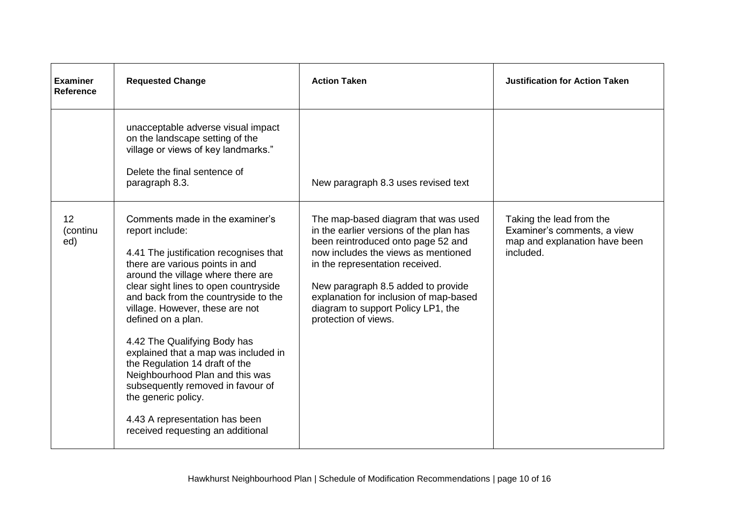| Examiner Reference | Requested Change | Action Taken | Justification for Action Taken |
|---|---|---|---|
| | unacceptable adverse visual impact on the landscape setting of the village or views of key landmarks."<br><br>Delete the final sentence of paragraph 8.3. | New paragraph 8.3 uses revised text | |
| 12 (continued) | Comments made in the examiner's report include:<br><br>4.41 The justification recognises that there are various points in and around the village where there are clear sight lines to open countryside and back from the countryside to the village. However, these are not defined on a plan.<br><br>4.42 The Qualifying Body has explained that a map was included in the Regulation 14 draft of the Neighbourhood Plan and this was subsequently removed in favour of the generic policy.<br><br>4.43 A representation has been received requesting an additional | The map-based diagram that was used in the earlier versions of the plan has been reintroduced onto page 52 and now includes the views as mentioned in the representation received.<br><br>New paragraph 8.5 added to provide explanation for inclusion of map-based diagram to support Policy LP1, the protection of views. | Taking the lead from the Examiner's comments, a view map and explanation have been included. |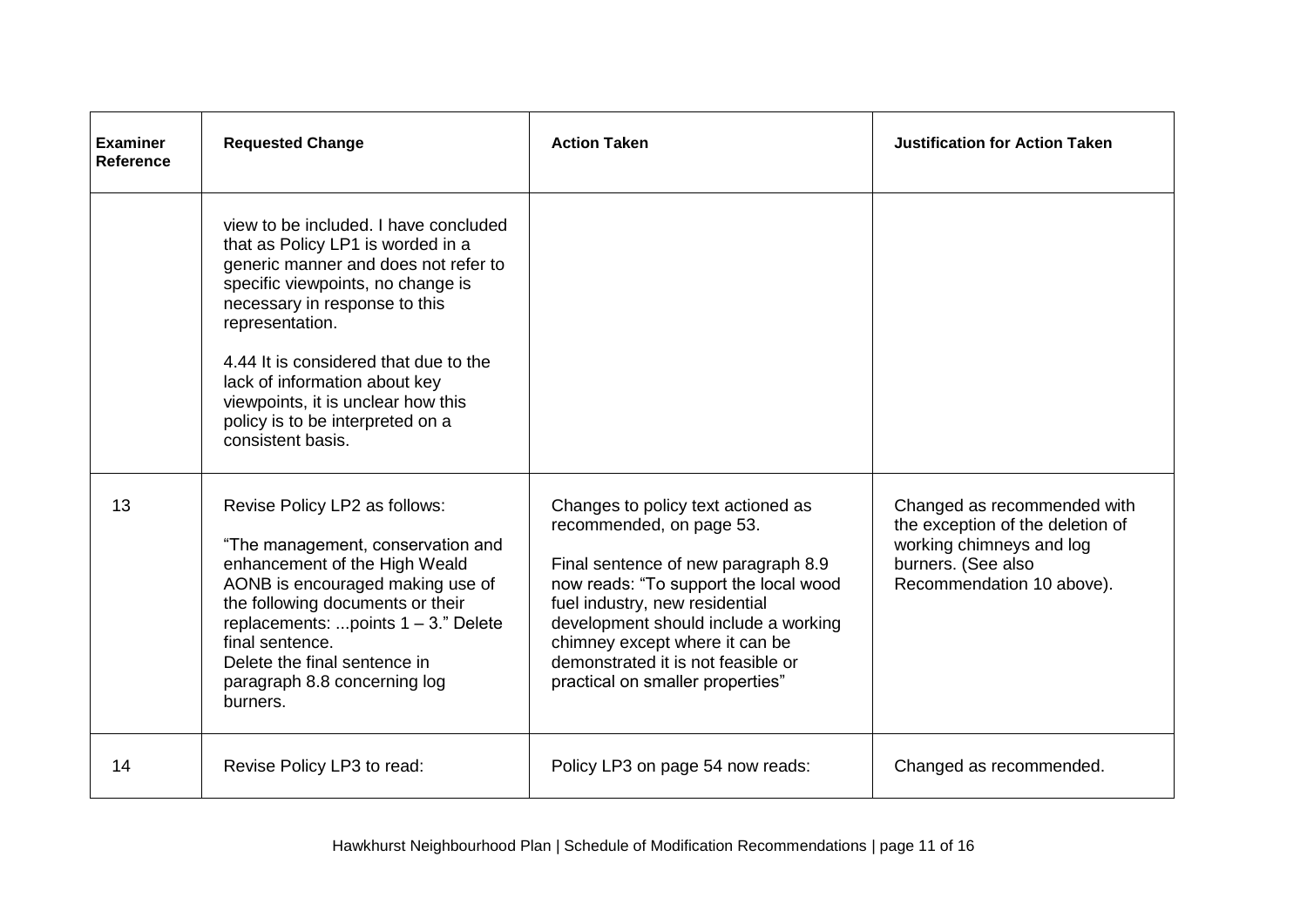| Examiner Reference | Requested Change | Action Taken | Justification for Action Taken |
| --- | --- | --- | --- |
| | view to be included. I have concluded that as Policy LP1 is worded in a generic manner and does not refer to specific viewpoints, no change is necessary in response to this representation.<br><br>4.44 It is considered that due to the lack of information about key viewpoints, it is unclear how this policy is to be interpreted on a consistent basis. | | |
| 13 | Revise Policy LP2 as follows:<br><br>"The management, conservation and enhancement of the High Weald AONB is encouraged making use of the following documents or their replacements: ...points 1 – 3." Delete final sentence.<br>Delete the final sentence in paragraph 8.8 concerning log burners. | Changes to policy text actioned as recommended, on page 53.<br><br>Final sentence of new paragraph 8.9 now reads: "To support the local wood fuel industry, new residential development should include a working chimney except where it can be demonstrated it is not feasible or practical on smaller properties" | Changed as recommended with the exception of the deletion of working chimneys and log burners. (See also Recommendation 10 above). |
| 14 | Revise Policy LP3 to read: | Policy LP3 on page 54 now reads: | Changed as recommended. |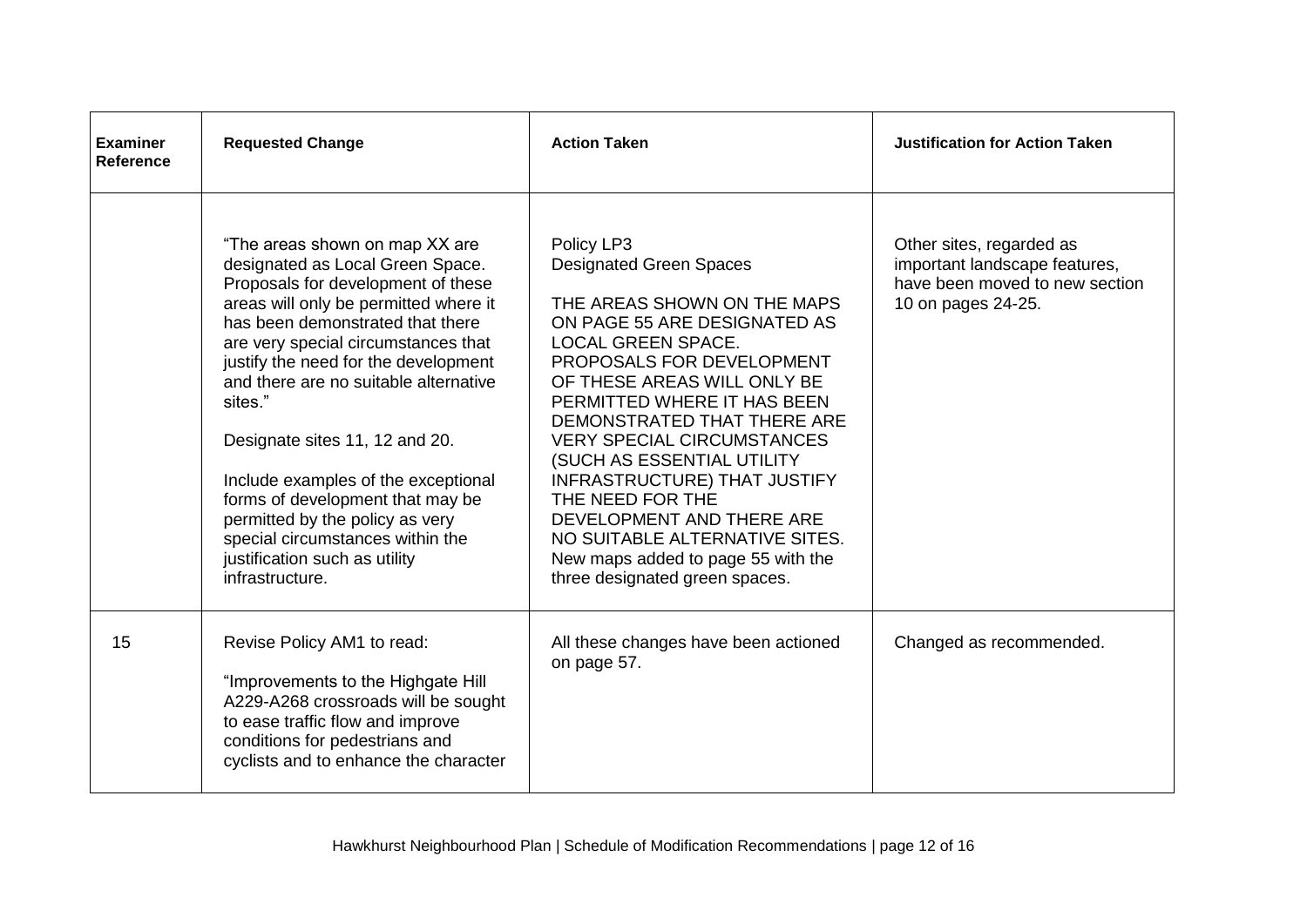| Examiner Reference | Requested Change | Action Taken | Justification for Action Taken |
|---|---|---|---|
| | "The areas shown on map XX are designated as Local Green Space. Proposals for development of these areas will only be permitted where it has been demonstrated that there are very special circumstances that justify the need for the development and there are no suitable alternative sites."<br><br>Designate sites 11, 12 and 20.<br><br>Include examples of the exceptional forms of development that may be permitted by the policy as very special circumstances within the justification such as utility infrastructure. | Policy LP3<br>Designated Green Spaces<br><br>THE AREAS SHOWN ON THE MAPS ON PAGE 55 ARE DESIGNATED AS LOCAL GREEN SPACE. PROPOSALS FOR DEVELOPMENT OF THESE AREAS WILL ONLY BE PERMITTED WHERE IT HAS BEEN DEMONSTRATED THAT THERE ARE VERY SPECIAL CIRCUMSTANCES (SUCH AS ESSENTIAL UTILITY INFRASTRUCTURE) THAT JUSTIFY THE NEED FOR THE DEVELOPMENT AND THERE ARE NO SUITABLE ALTERNATIVE SITES.<br>New maps added to page 55 with the three designated green spaces. | Other sites, regarded as important landscape features, have been moved to new section 10 on pages 24-25. |
| 15 | Revise Policy AM1 to read:<br><br>"Improvements to the Highgate Hill A229-A268 crossroads will be sought to ease traffic flow and improve conditions for pedestrians and cyclists and to enhance the character | All these changes have been actioned on page 57. | Changed as recommended. |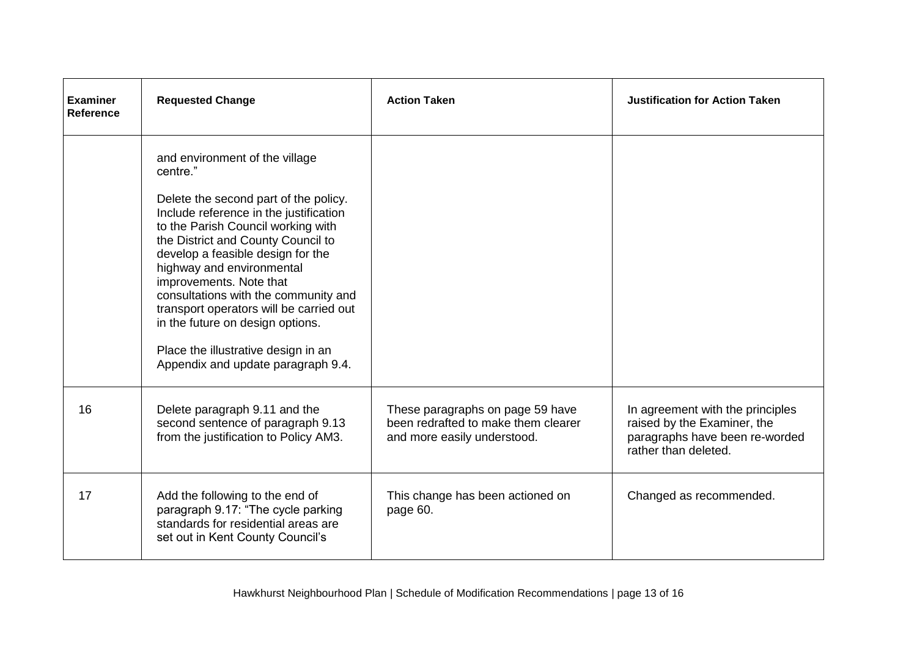| Examiner Reference | Requested Change | Action Taken | Justification for Action Taken |
| --- | --- | --- | --- |
| | and environment of the village centre."<br><br>Delete the second part of the policy. Include reference in the justification to the Parish Council working with the District and County Council to develop a feasible design for the highway and environmental improvements. Note that consultations with the community and transport operators will be carried out in the future on design options.<br><br>Place the illustrative design in an Appendix and update paragraph 9.4. | | |
| 16 | Delete paragraph 9.11 and the second sentence of paragraph 9.13 from the justification to Policy AM3. | These paragraphs on page 59 have been redrafted to make them clearer and more easily understood. | In agreement with the principles raised by the Examiner, the paragraphs have been re-worded rather than deleted. |
| 17 | Add the following to the end of paragraph 9.17: "The cycle parking standards for residential areas are set out in Kent County Council's | This change has been actioned on page 60. | Changed as recommended. |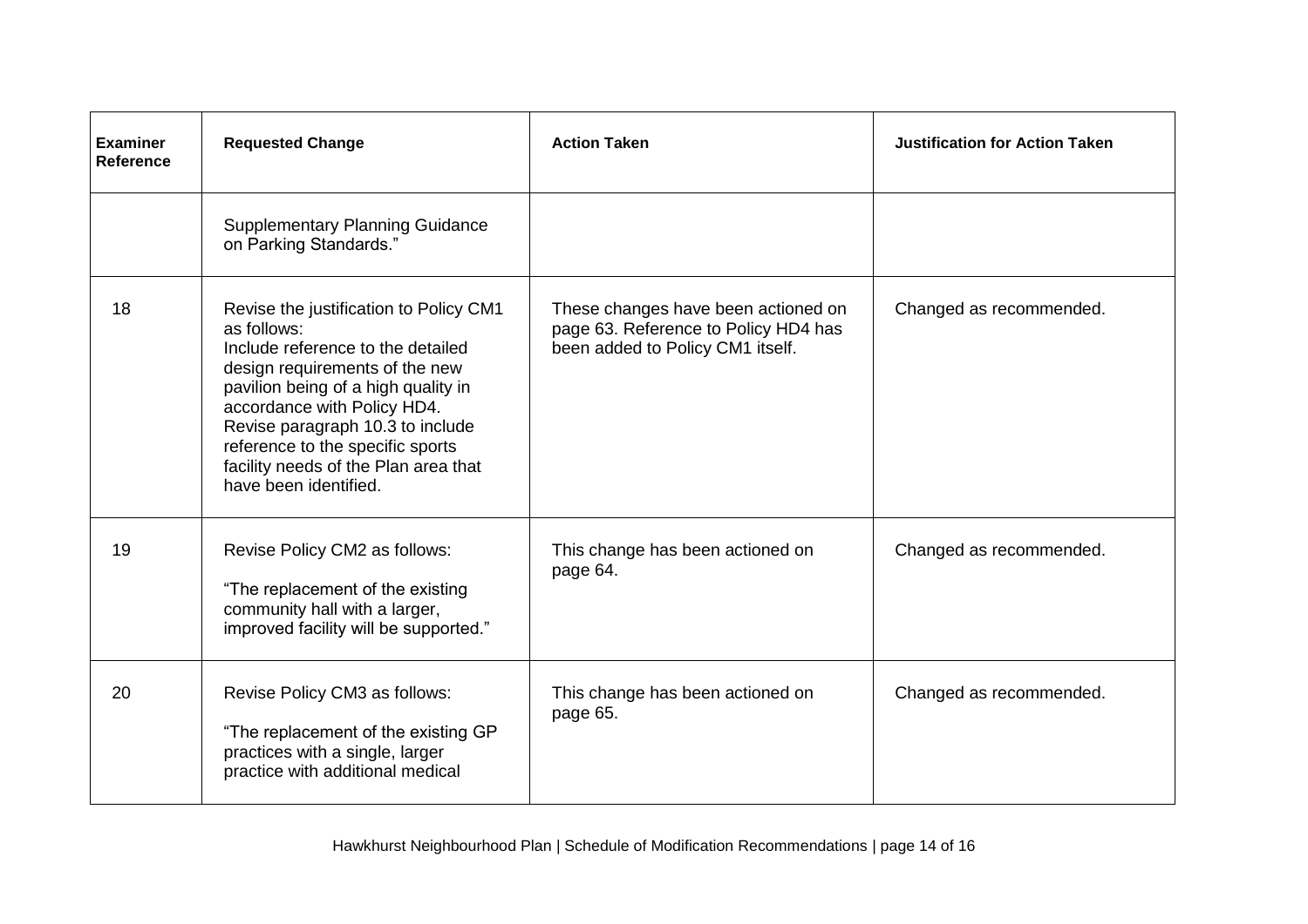| Examiner Reference | Requested Change | Action Taken | Justification for Action Taken |
|---|---|---|---|
| | Supplementary Planning Guidance on Parking Standards." | | |
| 18 | Revise the justification to Policy CM1 as follows:<br>Include reference to the detailed design requirements of the new pavilion being of a high quality in accordance with Policy HD4.<br>Revise paragraph 10.3 to include reference to the specific sports facility needs of the Plan area that have been identified. | These changes have been actioned on page 63. Reference to Policy HD4 has been added to Policy CM1 itself. | Changed as recommended. |
| 19 | Revise Policy CM2 as follows:<br>"The replacement of the existing community hall with a larger, improved facility will be supported." | This change has been actioned on page 64. | Changed as recommended. |
| 20 | Revise Policy CM3 as follows:<br>"The replacement of the existing GP practices with a single, larger practice with additional medical | This change has been actioned on page 65. | Changed as recommended. |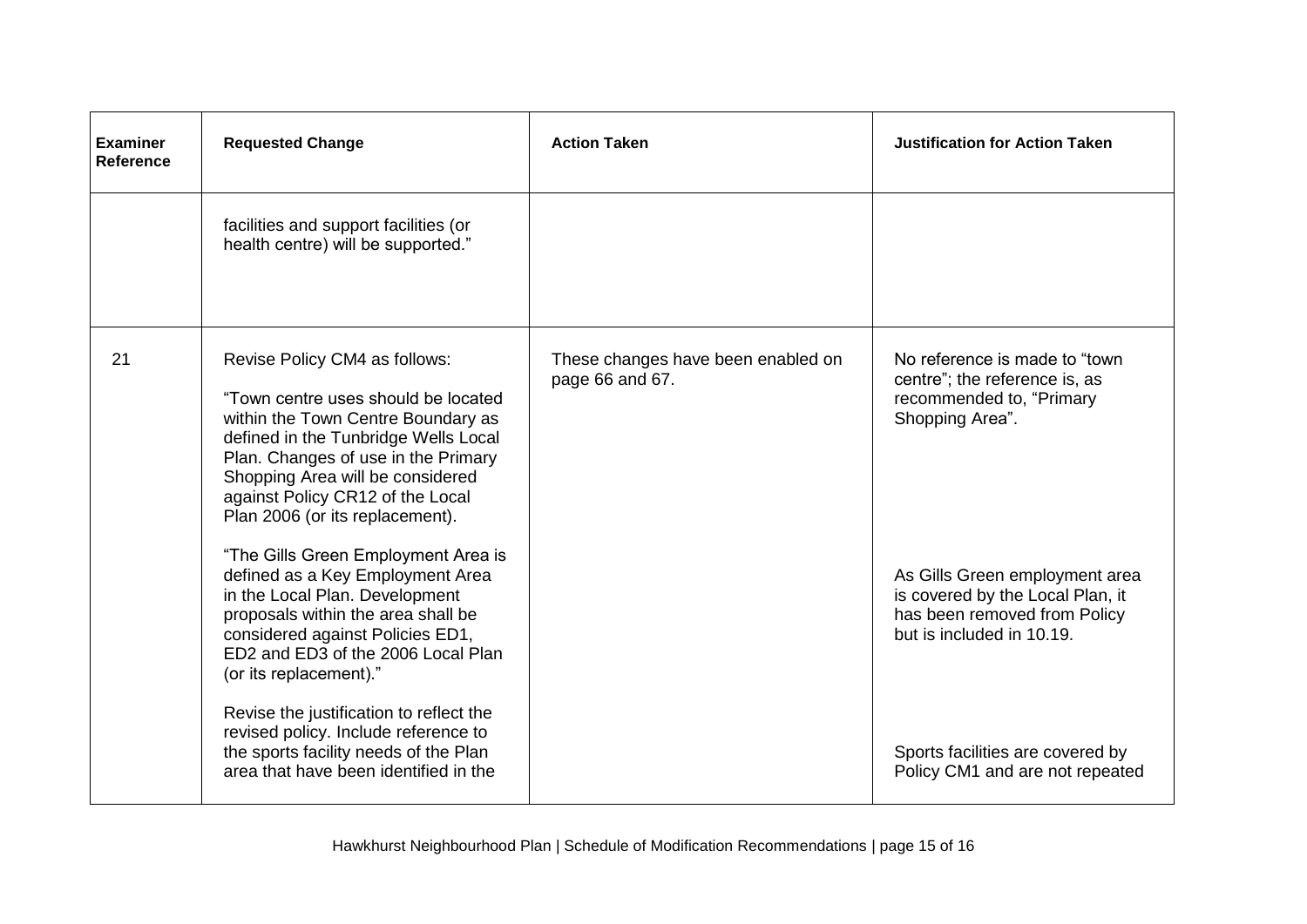| Examiner Reference | Requested Change | Action Taken | Justification for Action Taken |
|---|---|---|---|
| | facilities and support facilities (or health centre) will be supported." | | |
| 21 | Revise Policy CM4 as follows:<br><br>"Town centre uses should be located within the Town Centre Boundary as defined in the Tunbridge Wells Local Plan. Changes of use in the Primary Shopping Area will be considered against Policy CR12 of the Local Plan 2006 (or its replacement).<br><br>"The Gills Green Employment Area is defined as a Key Employment Area in the Local Plan. Development proposals within the area shall be considered against Policies ED1, ED2 and ED3 of the 2006 Local Plan (or its replacement)."<br><br>Revise the justification to reflect the revised policy. Include reference to the sports facility needs of the Plan area that have been identified in the | These changes have been enabled on page 66 and 67. | No reference is made to "town centre"; the reference is, as recommended to, "Primary Shopping Area".<br><br>As Gills Green employment area is covered by the Local Plan, it has been removed from Policy but is included in 10.19.<br><br>Sports facilities are covered by Policy CM1 and are not repeated |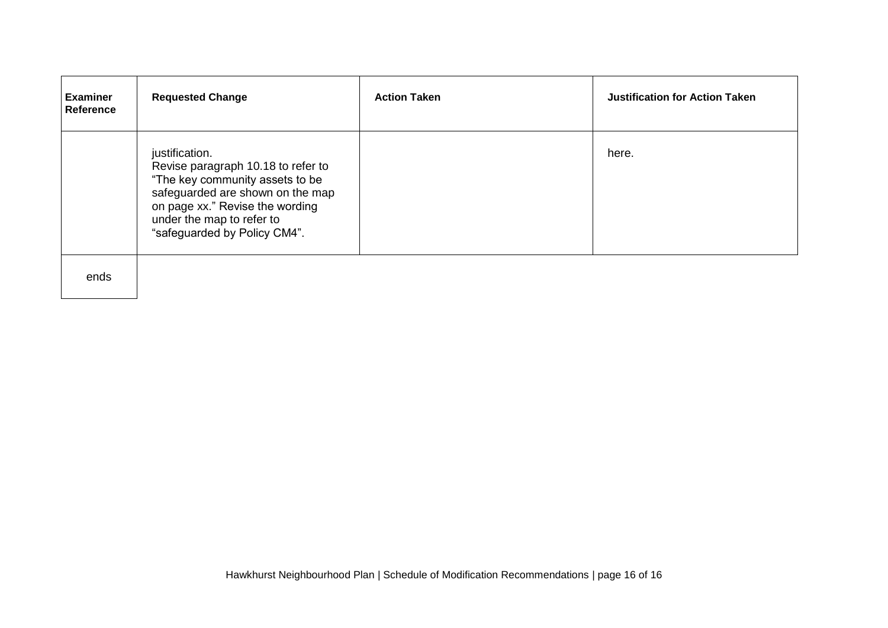| Examiner Reference | Requested Change | Action Taken | Justification for Action Taken |
|---|---|---|---|
| | justification.<br>Revise paragraph 10.18 to refer to "The key community assets to be safeguarded are shown on the map on page xx." Revise the wording under the map to refer to "safeguarded by Policy CM4". | | here. |
| ends | | | |